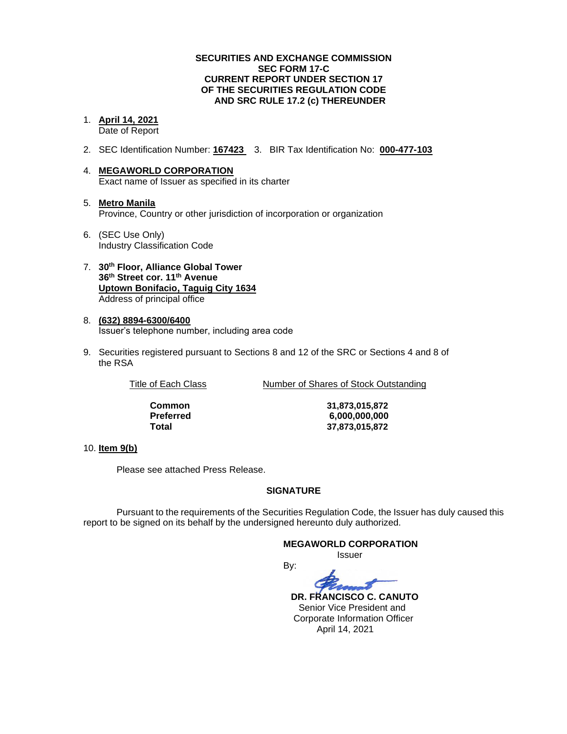**SECURITIES AND EXCHANGE COMMISSION**
**SEC FORM 17-C**
**CURRENT REPORT UNDER SECTION 17**
**OF THE SECURITIES REGULATION CODE**
**AND SRC RULE 17.2 (c) THEREUNDER**

1. **April 14, 2021**
   Date of Report

2. SEC Identification Number: **167423** 3. BIR Tax Identification No: **000-477-103**

4. **MEGAWORLD CORPORATION**
   Exact name of Issuer as specified in its charter

5. **Metro Manila**
   Province, Country or other jurisdiction of incorporation or organization

6. (SEC Use Only)
   Industry Classification Code

7. **30th Floor, Alliance Global Tower**
   **36th Street cor. 11th Avenue**
   **Uptown Bonifacio, Taguig City 1634**
   Address of principal office

8. **(632) 8894-6300/6400**
   Issuer's telephone number, including area code

9. Securities registered pursuant to Sections 8 and 12 of the SRC or Sections 4 and 8 of the RSA

| Title of Each Class | Number of Shares of Stock Outstanding |
| --- | --- |
| **Common** | **31,873,015,872** |
| **Preferred** | **6,000,000,000** |
| **Total** | **37,873,015,872** |

10. **Item 9(b)**

Please see attached Press Release.

**SIGNATURE**

Pursuant to the requirements of the Securities Regulation Code, the Issuer has duly caused this report to be signed on its behalf by the undersigned hereunto duly authorized.

**MEGAWORLD CORPORATION**
Issuer

By:

**DR. FRANCISCO C. CANUTO**
Senior Vice President and
Corporate Information Officer
April 14, 2021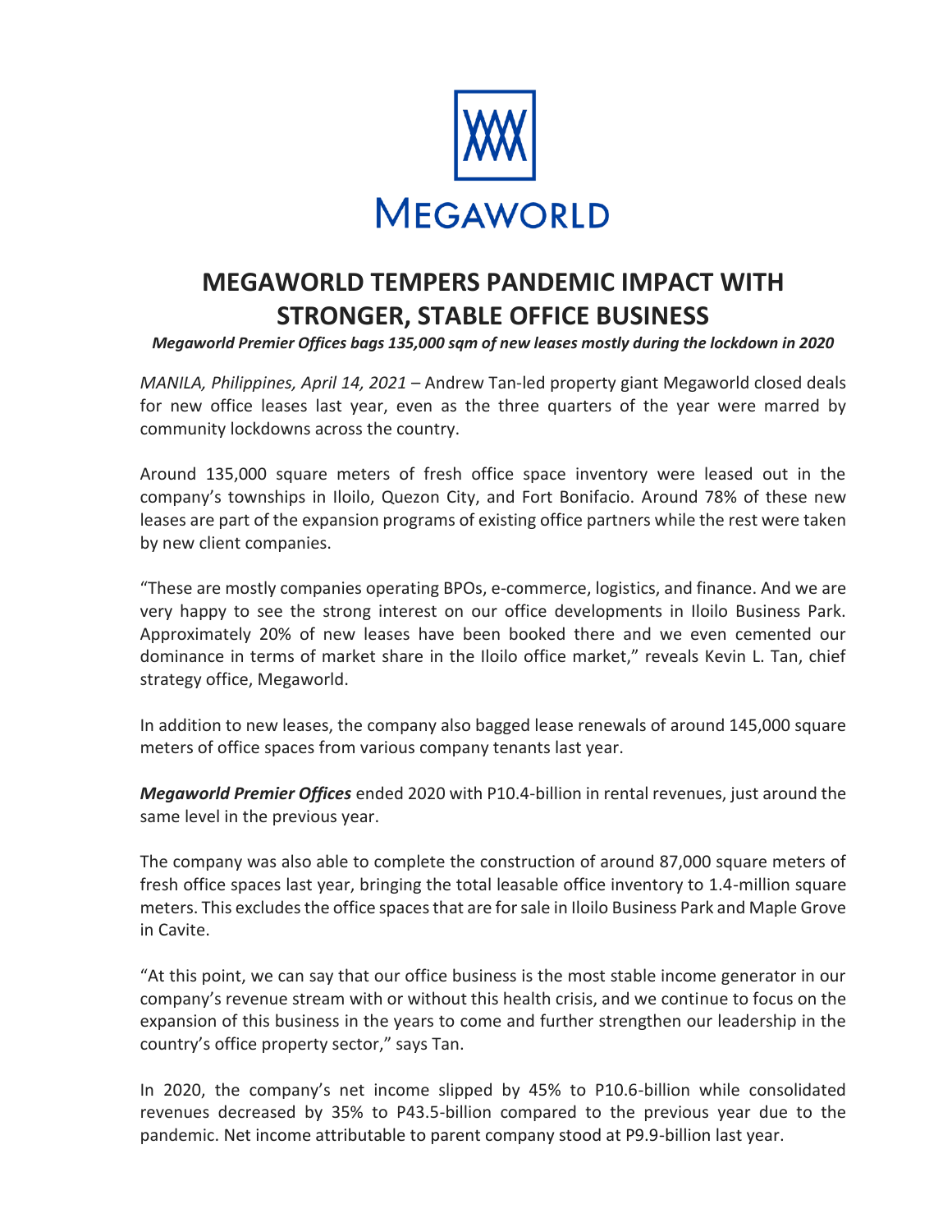MEGAWORLD

# MEGAWORLD TEMPERS PANDEMIC IMPACT WITH STRONGER, STABLE OFFICE BUSINESS

***Megaworld Premier Offices bags 135,000 sqm of new leases mostly during the lockdown in 2020***

*MANILA, Philippines, April 14, 2021* – Andrew Tan-led property giant Megaworld closed deals for new office leases last year, even as the three quarters of the year were marred by community lockdowns across the country.

Around 135,000 square meters of fresh office space inventory were leased out in the company's townships in Iloilo, Quezon City, and Fort Bonifacio. Around 78% of these new leases are part of the expansion programs of existing office partners while the rest were taken by new client companies.

"These are mostly companies operating BPOs, e-commerce, logistics, and finance. And we are very happy to see the strong interest on our office developments in Iloilo Business Park. Approximately 20% of new leases have been booked there and we even cemented our dominance in terms of market share in the Iloilo office market," reveals Kevin L. Tan, chief strategy office, Megaworld.

In addition to new leases, the company also bagged lease renewals of around 145,000 square meters of office spaces from various company tenants last year.

***Megaworld Premier Offices*** ended 2020 with P10.4-billion in rental revenues, just around the same level in the previous year.

The company was also able to complete the construction of around 87,000 square meters of fresh office spaces last year, bringing the total leasable office inventory to 1.4-million square meters. This excludes the office spaces that are for sale in Iloilo Business Park and Maple Grove in Cavite.

"At this point, we can say that our office business is the most stable income generator in our company's revenue stream with or without this health crisis, and we continue to focus on the expansion of this business in the years to come and further strengthen our leadership in the country's office property sector," says Tan.

In 2020, the company's net income slipped by 45% to P10.6-billion while consolidated revenues decreased by 35% to P43.5-billion compared to the previous year due to the pandemic. Net income attributable to parent company stood at P9.9-billion last year.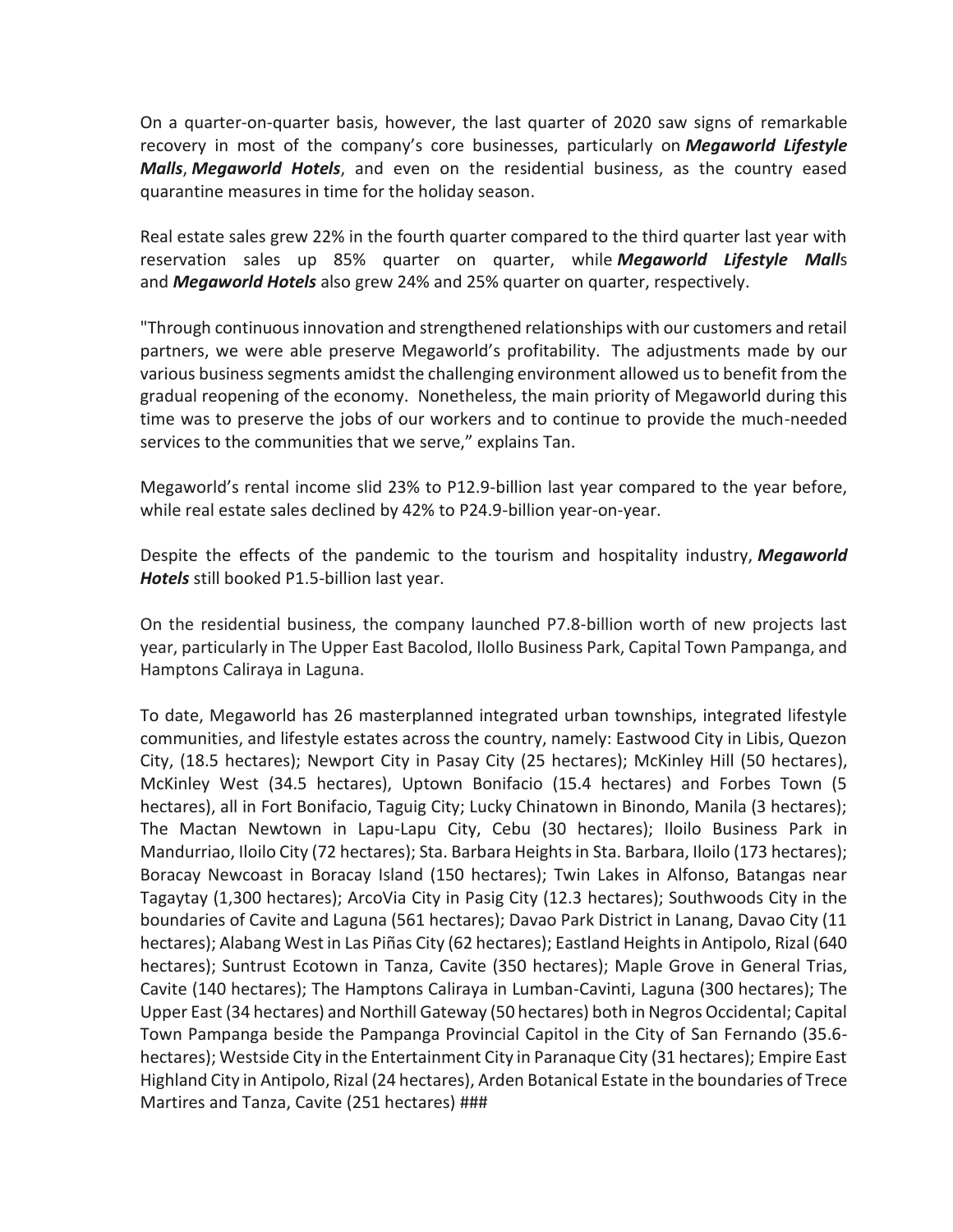On a quarter-on-quarter basis, however, the last quarter of 2020 saw signs of remarkable recovery in most of the company's core businesses, particularly on ***Megaworld Lifestyle Malls***, ***Megaworld Hotels***, and even on the residential business, as the country eased quarantine measures in time for the holiday season.

Real estate sales grew 22% in the fourth quarter compared to the third quarter last year with reservation sales up 85% quarter on quarter, while ***Megaworld Lifestyle Mall***s and ***Megaworld Hotels*** also grew 24% and 25% quarter on quarter, respectively.

"Through continuous innovation and strengthened relationships with our customers and retail partners, we were able preserve Megaworld's profitability. The adjustments made by our various business segments amidst the challenging environment allowed us to benefit from the gradual reopening of the economy. Nonetheless, the main priority of Megaworld during this time was to preserve the jobs of our workers and to continue to provide the much-needed services to the communities that we serve," explains Tan.

Megaworld's rental income slid 23% to P12.9-billion last year compared to the year before, while real estate sales declined by 42% to P24.9-billion year-on-year.

Despite the effects of the pandemic to the tourism and hospitality industry, ***Megaworld Hotels*** still booked P1.5-billion last year.

On the residential business, the company launched P7.8-billion worth of new projects last year, particularly in The Upper East Bacolod, IloIlo Business Park, Capital Town Pampanga, and Hamptons Caliraya in Laguna.

To date, Megaworld has 26 masterplanned integrated urban townships, integrated lifestyle communities, and lifestyle estates across the country, namely: Eastwood City in Libis, Quezon City, (18.5 hectares); Newport City in Pasay City (25 hectares); McKinley Hill (50 hectares), McKinley West (34.5 hectares), Uptown Bonifacio (15.4 hectares) and Forbes Town (5 hectares), all in Fort Bonifacio, Taguig City; Lucky Chinatown in Binondo, Manila (3 hectares); The Mactan Newtown in Lapu-Lapu City, Cebu (30 hectares); Iloilo Business Park in Mandurriao, Iloilo City (72 hectares); Sta. Barbara Heights in Sta. Barbara, Iloilo (173 hectares); Boracay Newcoast in Boracay Island (150 hectares); Twin Lakes in Alfonso, Batangas near Tagaytay (1,300 hectares); ArcoVia City in Pasig City (12.3 hectares); Southwoods City in the boundaries of Cavite and Laguna (561 hectares); Davao Park District in Lanang, Davao City (11 hectares); Alabang West in Las Piñas City (62 hectares); Eastland Heights in Antipolo, Rizal (640 hectares); Suntrust Ecotown in Tanza, Cavite (350 hectares); Maple Grove in General Trias, Cavite (140 hectares); The Hamptons Caliraya in Lumban-Cavinti, Laguna (300 hectares); The Upper East (34 hectares) and Northill Gateway (50 hectares) both in Negros Occidental; Capital Town Pampanga beside the Pampanga Provincial Capitol in the City of San Fernando (35.6-hectares); Westside City in the Entertainment City in Paranaque City (31 hectares); Empire East Highland City in Antipolo, Rizal (24 hectares), Arden Botanical Estate in the boundaries of Trece Martires and Tanza, Cavite (251 hectares) ###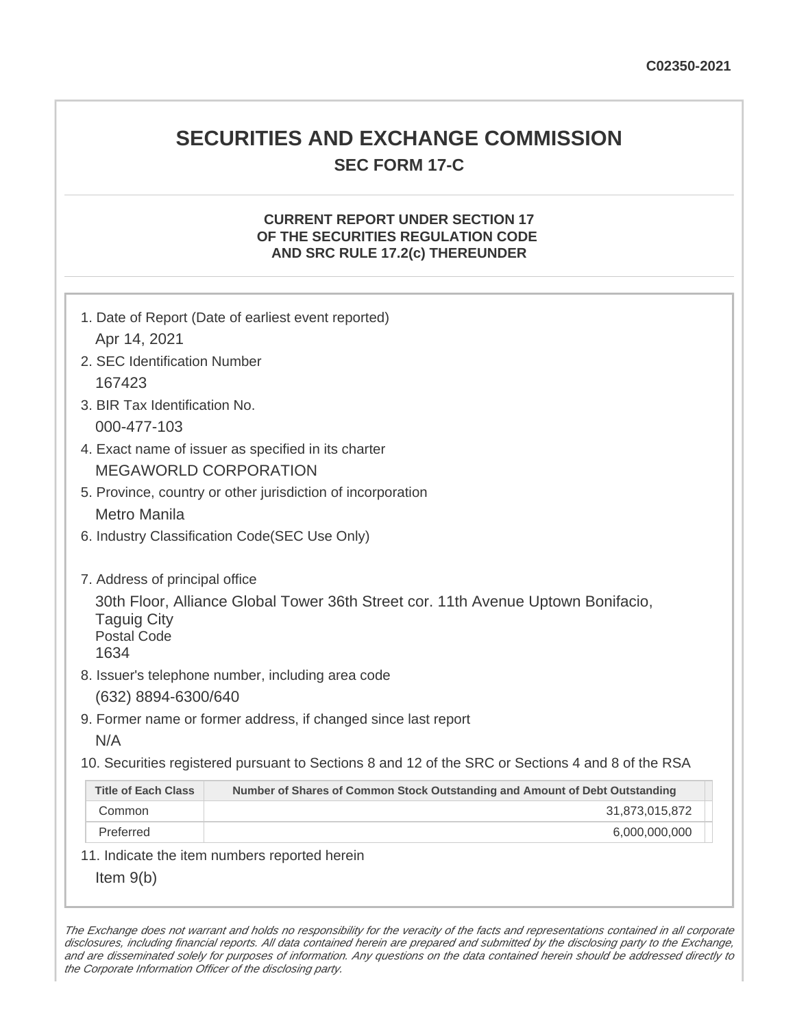C02350-2021

# SECURITIES AND EXCHANGE COMMISSION

## SEC FORM 17-C

### CURRENT REPORT UNDER SECTION 17 OF THE SECURITIES REGULATION CODE AND SRC RULE 17.2(c) THEREUNDER

1. Date of Report (Date of earliest event reported)
   Apr 14, 2021
2. SEC Identification Number
   167423
3. BIR Tax Identification No.
   000-477-103
4. Exact name of issuer as specified in its charter
   MEGAWORLD CORPORATION
5. Province, country or other jurisdiction of incorporation
   Metro Manila
6. Industry Classification Code(SEC Use Only)

7. Address of principal office
   30th Floor, Alliance Global Tower 36th Street cor. 11th Avenue Uptown Bonifacio, Taguig City
   Postal Code
   1634
8. Issuer's telephone number, including area code
   (632) 8894-6300/640
9. Former name or former address, if changed since last report
   N/A
10. Securities registered pursuant to Sections 8 and 12 of the SRC or Sections 4 and 8 of the RSA

| Title of Each Class | Number of Shares of Common Stock Outstanding and Amount of Debt Outstanding |
|---|---|
| Common | 31,873,015,872 |
| Preferred | 6,000,000,000 |

11. Indicate the item numbers reported herein
    Item 9(b)

*The Exchange does not warrant and holds no responsibility for the veracity of the facts and representations contained in all corporate disclosures, including financial reports. All data contained herein are prepared and submitted by the disclosing party to the Exchange, and are disseminated solely for purposes of information. Any questions on the data contained herein should be addressed directly to the Corporate Information Officer of the disclosing party.*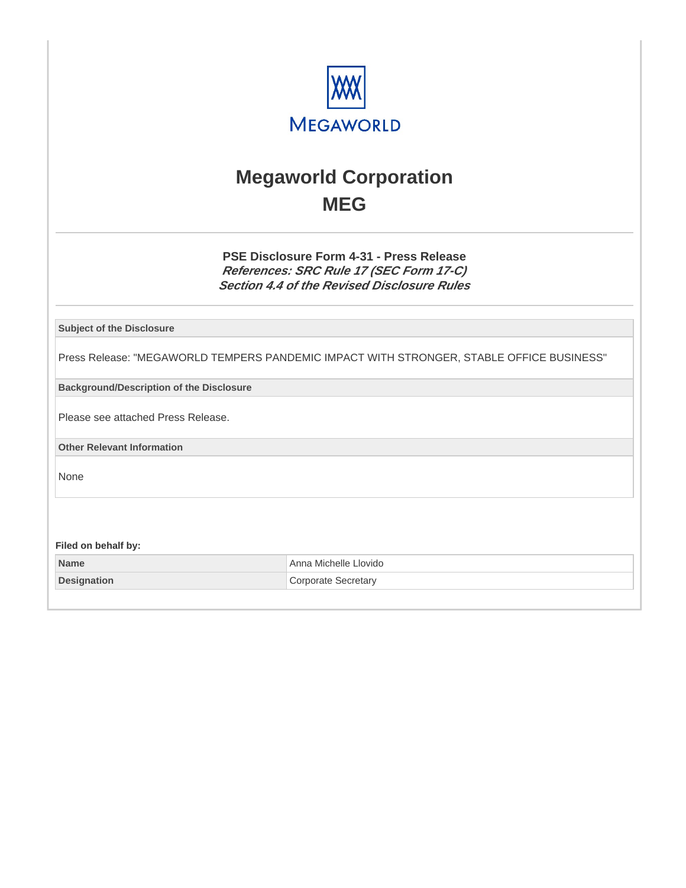MEGAWORLD

# Megaworld Corporation

## MEG

### PSE Disclosure Form 4-31 - Press Release

***References: SRC Rule 17 (SEC Form 17-C)***
***Section 4.4 of the Revised Disclosure Rules***

**Subject of the Disclosure**

Press Release: "MEGAWORLD TEMPERS PANDEMIC IMPACT WITH STRONGER, STABLE OFFICE BUSINESS"

**Background/Description of the Disclosure**

Please see attached Press Release.

**Other Relevant Information**

None

**Filed on behalf by:**

| | |
|---|---|
| **Name** | Anna Michelle Llovido |
| **Designation** | Corporate Secretary |